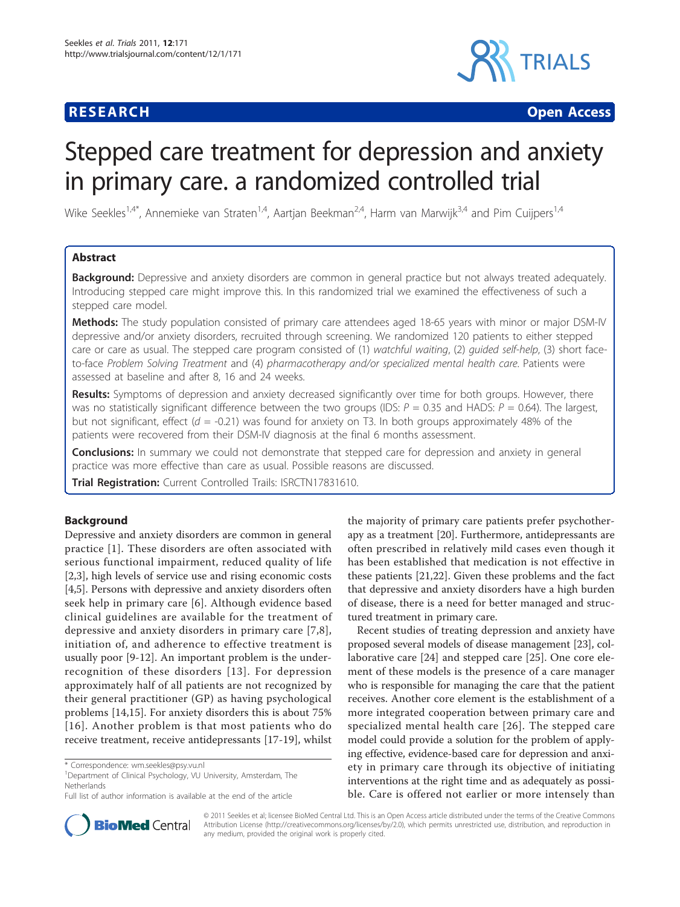**RESEARCH** **Open Access**

# Stepped care treatment for depression and anxiety in primary care. a randomized controlled trial

Wike Seekles[1,4*], Annemieke van Straten[1,4], Aartjan Beekman[2,4], Harm van Marwijk[3,4] and Pim Cuijpers[1,4]

## Abstract

**Background:** Depressive and anxiety disorders are common in general practice but not always treated adequately. Introducing stepped care might improve this. In this randomized trial we examined the effectiveness of such a stepped care model.

**Methods:** The study population consisted of primary care attendees aged 18-65 years with minor or major DSM-IV depressive and/or anxiety disorders, recruited through screening. We randomized 120 patients to either stepped care or care as usual. The stepped care program consisted of (1) *watchful waiting*, (2) *guided self-help*, (3) short face-to-face *Problem Solving Treatment* and (4) *pharmacotherapy and/or specialized mental health care*. Patients were assessed at baseline and after 8, 16 and 24 weeks.

**Results:** Symptoms of depression and anxiety decreased significantly over time for both groups. However, there was no statistically significant difference between the two groups (IDS: $P = 0.35$ and HADS: $P = 0.64$). The largest, but not significant, effect ($d = -0.21$) was found for anxiety on T3. In both groups approximately 48% of the patients were recovered from their DSM-IV diagnosis at the final 6 months assessment.

**Conclusions:** In summary we could not demonstrate that stepped care for depression and anxiety in general practice was more effective than care as usual. Possible reasons are discussed.

**Trial Registration:** Current Controlled Trails: ISRCTN17831610.

## Background

Depressive and anxiety disorders are common in general practice [1]. These disorders are often associated with serious functional impairment, reduced quality of life [2,3], high levels of service use and rising economic costs [4,5]. Persons with depressive and anxiety disorders often seek help in primary care [6]. Although evidence based clinical guidelines are available for the treatment of depressive and anxiety disorders in primary care [7,8], initiation of, and adherence to effective treatment is usually poor [9-12]. An important problem is the under-recognition of these disorders [13]. For depression approximately half of all patients are not recognized by their general practitioner (GP) as having psychological problems [14,15]. For anxiety disorders this is about 75% [16]. Another problem is that most patients who do receive treatment, receive antidepressants [17-19], whilst the majority of primary care patients prefer psychotherapy as a treatment [20]. Furthermore, antidepressants are often prescribed in relatively mild cases even though it has been established that medication is not effective in these patients [21,22]. Given these problems and the fact that depressive and anxiety disorders have a high burden of disease, there is a need for better managed and structured treatment in primary care.

Recent studies of treating depression and anxiety have proposed several models of disease management [23], collaborative care [24] and stepped care [25]. One core element of these models is the presence of a care manager who is responsible for managing the care that the patient receives. Another core element is the establishment of a more integrated cooperation between primary care and specialized mental health care [26]. The stepped care model could provide a solution for the problem of applying effective, evidence-based care for depression and anxiety in primary care through its objective of initiating interventions at the right time and as adequately as possible. Care is offered not earlier or more intensely than

\* Correspondence: wm.seekles@psy.vu.nl
[1]Department of Clinical Psychology, VU University, Amsterdam, The Netherlands
Full list of author information is available at the end of the article

© 2011 Seekles et al; licensee BioMed Central Ltd. This is an Open Access article distributed under the terms of the Creative Commons Attribution License (http://creativecommons.org/licenses/by/2.0), which permits unrestricted use, distribution, and reproduction in any medium, provided the original work is properly cited.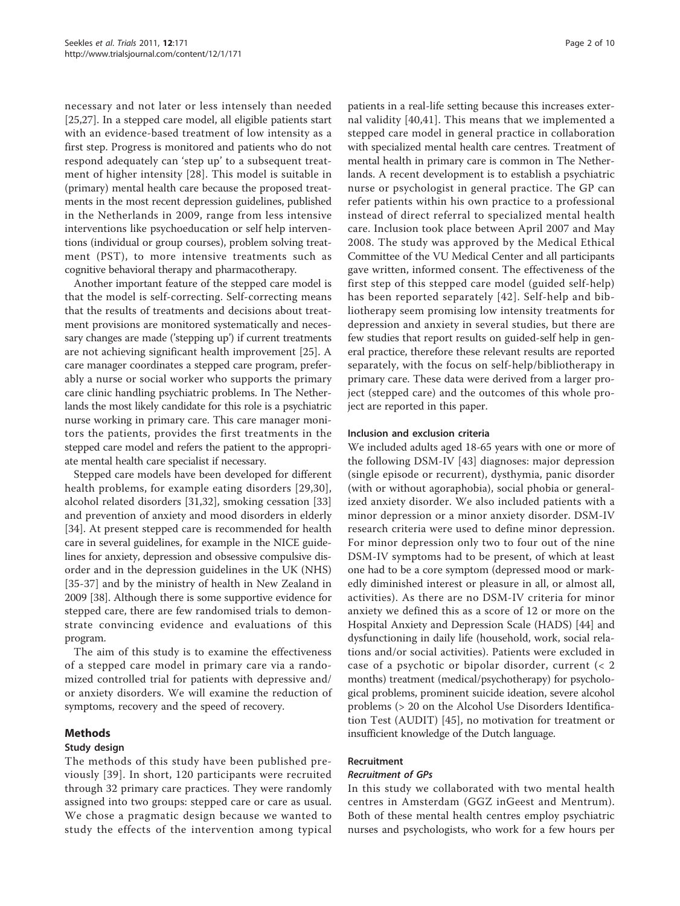necessary and not later or less intensely than needed [25,27]. In a stepped care model, all eligible patients start with an evidence-based treatment of low intensity as a first step. Progress is monitored and patients who do not respond adequately can 'step up' to a subsequent treatment of higher intensity [28]. This model is suitable in (primary) mental health care because the proposed treatments in the most recent depression guidelines, published in the Netherlands in 2009, range from less intensive interventions like psychoeducation or self help interventions (individual or group courses), problem solving treatment (PST), to more intensive treatments such as cognitive behavioral therapy and pharmacotherapy.

Another important feature of the stepped care model is that the model is self-correcting. Self-correcting means that the results of treatments and decisions about treatment provisions are monitored systematically and necessary changes are made ('stepping up') if current treatments are not achieving significant health improvement [25]. A care manager coordinates a stepped care program, preferably a nurse or social worker who supports the primary care clinic handling psychiatric problems. In The Netherlands the most likely candidate for this role is a psychiatric nurse working in primary care. This care manager monitors the patients, provides the first treatments in the stepped care model and refers the patient to the appropriate mental health care specialist if necessary.

Stepped care models have been developed for different health problems, for example eating disorders [29,30], alcohol related disorders [31,32], smoking cessation [33] and prevention of anxiety and mood disorders in elderly [34]. At present stepped care is recommended for health care in several guidelines, for example in the NICE guidelines for anxiety, depression and obsessive compulsive disorder and in the depression guidelines in the UK (NHS) [35-37] and by the ministry of health in New Zealand in 2009 [38]. Although there is some supportive evidence for stepped care, there are few randomised trials to demonstrate convincing evidence and evaluations of this program.

The aim of this study is to examine the effectiveness of a stepped care model in primary care via a randomized controlled trial for patients with depressive and/or anxiety disorders. We will examine the reduction of symptoms, recovery and the speed of recovery.

## Methods

### Study design

The methods of this study have been published previously [39]. In short, 120 participants were recruited through 32 primary care practices. They were randomly assigned into two groups: stepped care or care as usual. We chose a pragmatic design because we wanted to study the effects of the intervention among typical patients in a real-life setting because this increases external validity [40,41]. This means that we implemented a stepped care model in general practice in collaboration with specialized mental health care centres. Treatment of mental health in primary care is common in The Netherlands. A recent development is to establish a psychiatric nurse or psychologist in general practice. The GP can refer patients within his own practice to a professional instead of direct referral to specialized mental health care. Inclusion took place between April 2007 and May 2008. The study was approved by the Medical Ethical Committee of the VU Medical Center and all participants gave written, informed consent. The effectiveness of the first step of this stepped care model (guided self-help) has been reported separately [42]. Self-help and bibliotherapy seem promising low intensity treatments for depression and anxiety in several studies, but there are few studies that report results on guided-self help in general practice, therefore these relevant results are reported separately, with the focus on self-help/bibliotherapy in primary care. These data were derived from a larger project (stepped care) and the outcomes of this whole project are reported in this paper.

### Inclusion and exclusion criteria

We included adults aged 18-65 years with one or more of the following DSM-IV [43] diagnoses: major depression (single episode or recurrent), dysthymia, panic disorder (with or without agoraphobia), social phobia or generalized anxiety disorder. We also included patients with a minor depression or a minor anxiety disorder. DSM-IV research criteria were used to define minor depression. For minor depression only two to four out of the nine DSM-IV symptoms had to be present, of which at least one had to be a core symptom (depressed mood or markedly diminished interest or pleasure in all, or almost all, activities). As there are no DSM-IV criteria for minor anxiety we defined this as a score of 12 or more on the Hospital Anxiety and Depression Scale (HADS) [44] and dysfunctioning in daily life (household, work, social relations and/or social activities). Patients were excluded in case of a psychotic or bipolar disorder, current (< 2 months) treatment (medical/psychotherapy) for psychological problems, prominent suicide ideation, severe alcohol problems (> 20 on the Alcohol Use Disorders Identification Test (AUDIT) [45], no motivation for treatment or insufficient knowledge of the Dutch language.

### Recruitment

#### *Recruitment of GPs*

In this study we collaborated with two mental health centres in Amsterdam (GGZ inGeest and Mentrum). Both of these mental health centres employ psychiatric nurses and psychologists, who work for a few hours per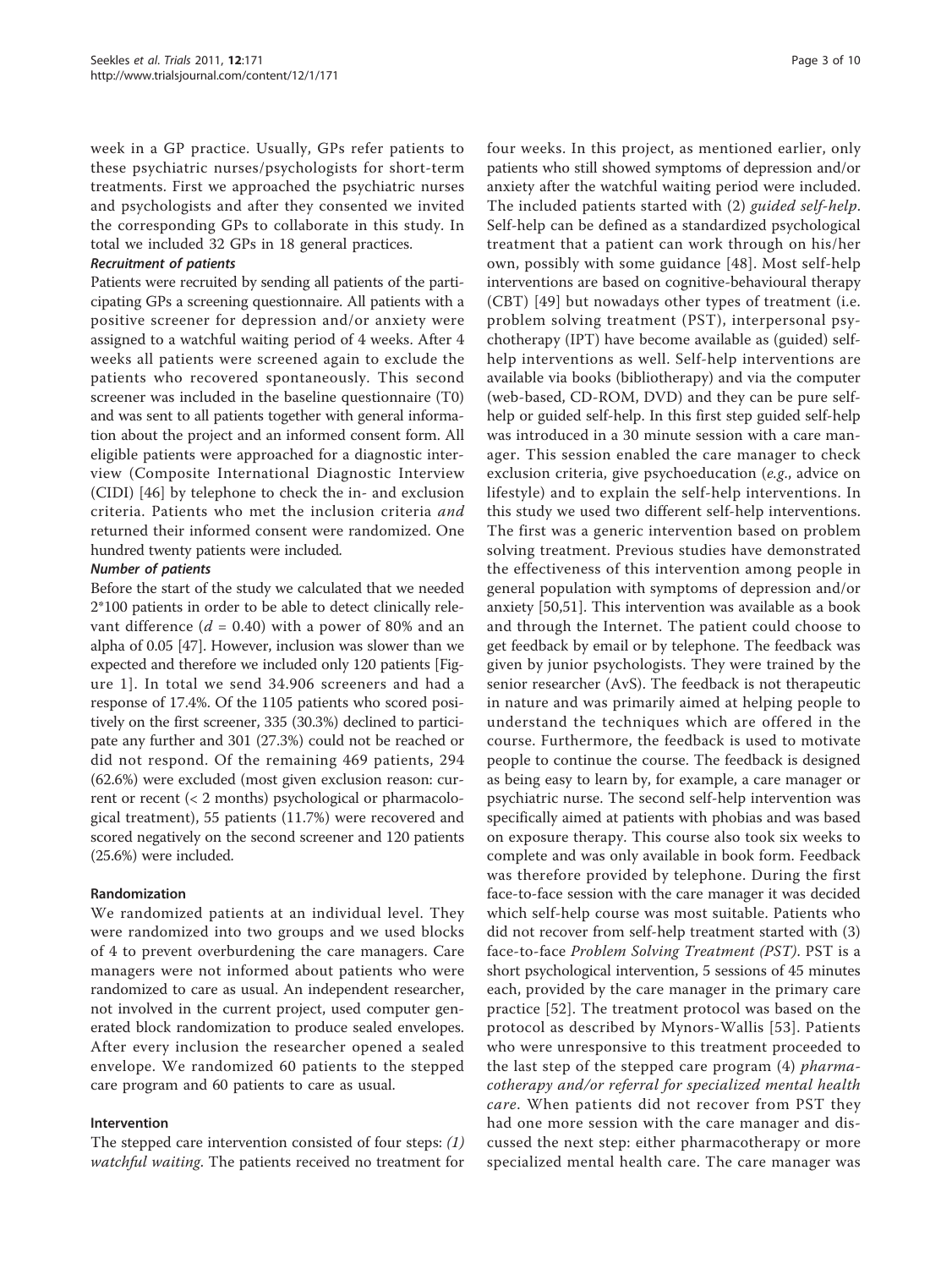week in a GP practice. Usually, GPs refer patients to these psychiatric nurses/psychologists for short-term treatments. First we approached the psychiatric nurses and psychologists and after they consented we invited the corresponding GPs to collaborate in this study. In total we included 32 GPs in 18 general practices.

#### *Recruitment of patients*

Patients were recruited by sending all patients of the participating GPs a screening questionnaire. All patients with a positive screener for depression and/or anxiety were assigned to a watchful waiting period of 4 weeks. After 4 weeks all patients were screened again to exclude the patients who recovered spontaneously. This second screener was included in the baseline questionnaire (T0) and was sent to all patients together with general information about the project and an informed consent form. All eligible patients were approached for a diagnostic interview (Composite International Diagnostic Interview (CIDI) [46] by telephone to check the in- and exclusion criteria. Patients who met the inclusion criteria *and* returned their informed consent were randomized. One hundred twenty patients were included.

#### *Number of patients*

Before the start of the study we calculated that we needed 2*100 patients in order to be able to detect clinically relevant difference ($d$ = 0.40) with a power of 80% and an alpha of 0.05 [47]. However, inclusion was slower than we expected and therefore we included only 120 patients [Figure 1]. In total we send 34.906 screeners and had a response of 17.4%. Of the 1105 patients who scored positively on the first screener, 335 (30.3%) declined to participate any further and 301 (27.3%) could not be reached or did not respond. Of the remaining 469 patients, 294 (62.6%) were excluded (most given exclusion reason: current or recent (< 2 months) psychological or pharmacological treatment), 55 patients (11.7%) were recovered and scored negatively on the second screener and 120 patients (25.6%) were included.

### Randomization

We randomized patients at an individual level. They were randomized into two groups and we used blocks of 4 to prevent overburdening the care managers. Care managers were not informed about patients who were randomized to care as usual. An independent researcher, not involved in the current project, used computer generated block randomization to produce sealed envelopes. After every inclusion the researcher opened a sealed envelope. We randomized 60 patients to the stepped care program and 60 patients to care as usual.

### Intervention

The stepped care intervention consisted of four steps: *(1) watchful waiting*. The patients received no treatment for four weeks. In this project, as mentioned earlier, only patients who still showed symptoms of depression and/or anxiety after the watchful waiting period were included. The included patients started with (2) *guided self-help*. Self-help can be defined as a standardized psychological treatment that a patient can work through on his/her own, possibly with some guidance [48]. Most self-help interventions are based on cognitive-behavioural therapy (CBT) [49] but nowadays other types of treatment (i.e. problem solving treatment (PST), interpersonal psychotherapy (IPT) have become available as (guided) self-help interventions as well. Self-help interventions are available via books (bibliotherapy) and via the computer (web-based, CD-ROM, DVD) and they can be pure self-help or guided self-help. In this first step guided self-help was introduced in a 30 minute session with a care manager. This session enabled the care manager to check exclusion criteria, give psychoeducation (*e.g.*, advice on lifestyle) and to explain the self-help interventions. In this study we used two different self-help interventions. The first was a generic intervention based on problem solving treatment. Previous studies have demonstrated the effectiveness of this intervention among people in general population with symptoms of depression and/or anxiety [50,51]. This intervention was available as a book and through the Internet. The patient could choose to get feedback by email or by telephone. The feedback was given by junior psychologists. They were trained by the senior researcher (AvS). The feedback is not therapeutic in nature and was primarily aimed at helping people to understand the techniques which are offered in the course. Furthermore, the feedback is used to motivate people to continue the course. The feedback is designed as being easy to learn by, for example, a care manager or psychiatric nurse. The second self-help intervention was specifically aimed at patients with phobias and was based on exposure therapy. This course also took six weeks to complete and was only available in book form. Feedback was therefore provided by telephone. During the first face-to-face session with the care manager it was decided which self-help course was most suitable. Patients who did not recover from self-help treatment started with (3) face-to-face *Problem Solving Treatment (PST)*. PST is a short psychological intervention, 5 sessions of 45 minutes each, provided by the care manager in the primary care practice [52]. The treatment protocol was based on the protocol as described by Mynors-Wallis [53]. Patients who were unresponsive to this treatment proceeded to the last step of the stepped care program (4) *pharmacotherapy and/or referral for specialized mental health care*. When patients did not recover from PST they had one more session with the care manager and discussed the next step: either pharmacotherapy or more specialized mental health care. The care manager was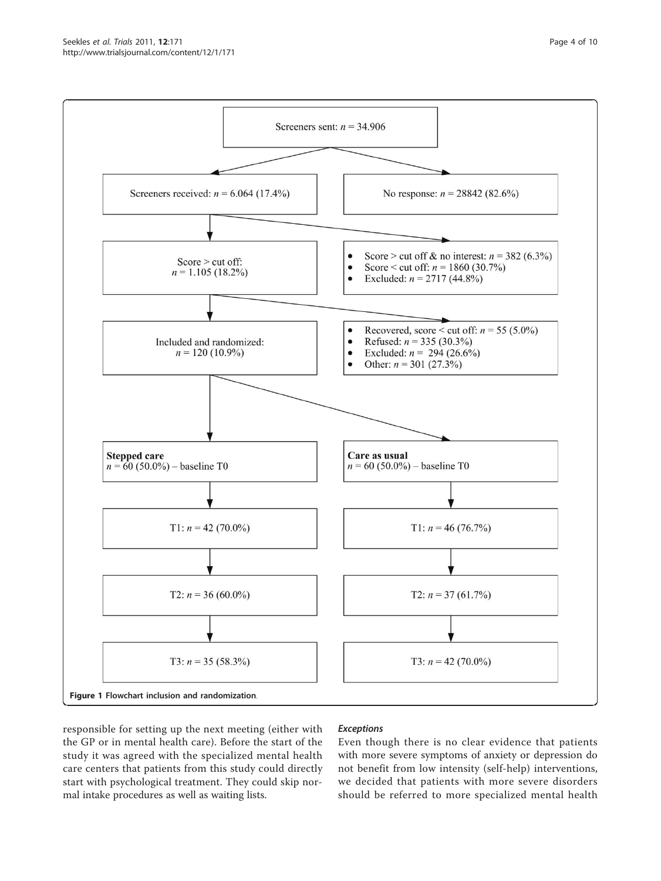Screeners sent: $n$ = 34.906

Screeners received: $n$ = 6.064 (17.4%)

No response: $n$ = 28842 (82.6%)

Score > cut off: $n$ = 1.105 (18.2%)

- Score > cut off & no interest: $n$ = 382 (6.3%)
- Score < cut off: $n$ = 1860 (30.7%)
- Excluded: $n$ = 2717 (44.8%)

Included and randomized: $n$ = 120 (10.9%)

- Recovered, score < cut off: $n$ = 55 (5.0%)
- Refused: $n$ = 335 (30.3%)
- Excluded: $n$ = 294 (26.6%)
- Other: $n$ = 301 (27.3%)

**Stepped care**
$n$ = 60 (50.0%) – baseline T0

T1: $n$ = 42 (70.0%)

T2: $n$ = 36 (60.0%)

T3: $n$ = 35 (58.3%)

**Care as usual**
$n$ = 60 (50.0%) – baseline T0

T1: $n$ = 46 (76.7%)

T2: $n$ = 37 (61.7%)

T3: $n$ = 42 (70.0%)

**Figure 1 Flowchart inclusion and randomization.**

responsible for setting up the next meeting (either with the GP or in mental health care). Before the start of the study it was agreed with the specialized mental health care centers that patients from this study could directly start with psychological treatment. They could skip normal intake procedures as well as waiting lists.

### *Exceptions*

Even though there is no clear evidence that patients with more severe symptoms of anxiety or depression do not benefit from low intensity (self-help) interventions, we decided that patients with more severe disorders should be referred to more specialized mental health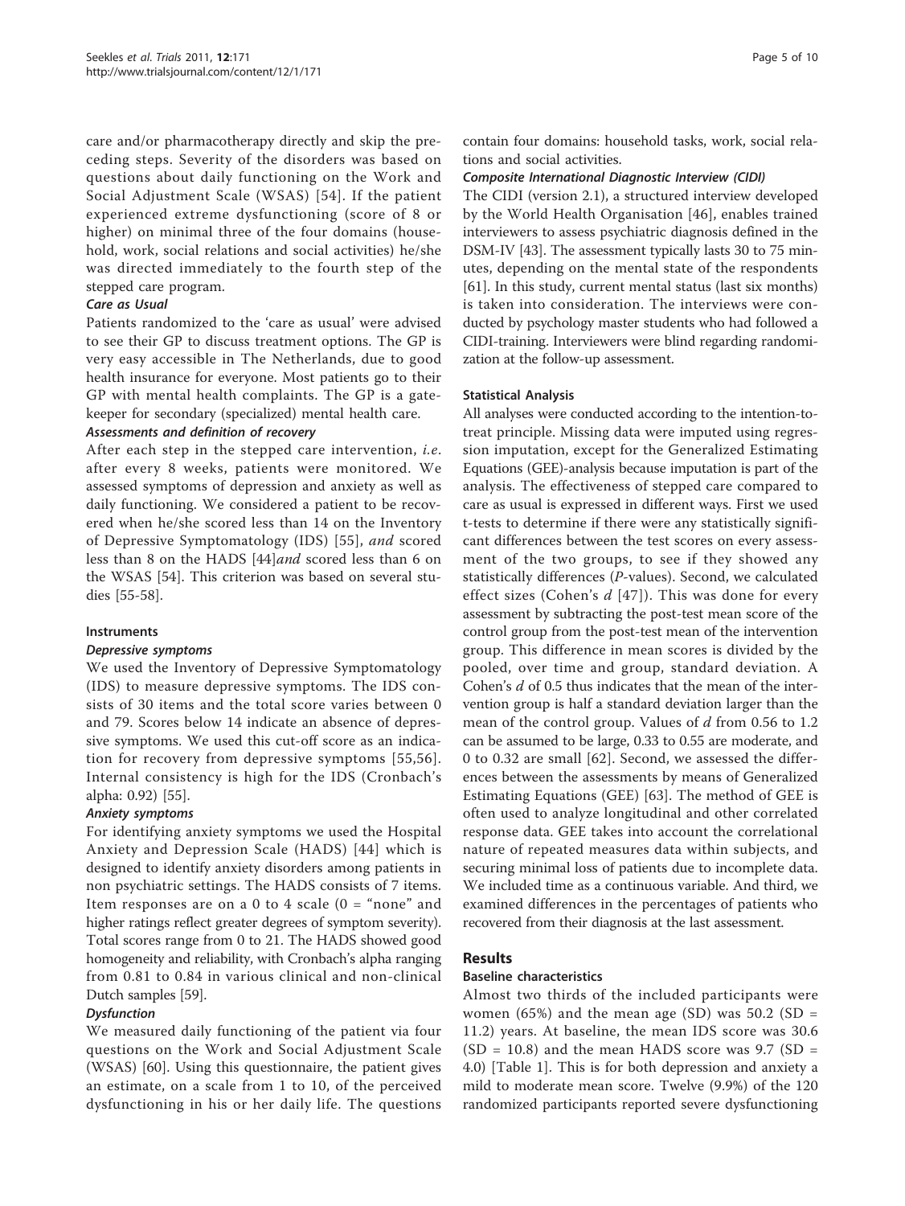care and/or pharmacotherapy directly and skip the preceding steps. Severity of the disorders was based on questions about daily functioning on the Work and Social Adjustment Scale (WSAS) [54]. If the patient experienced extreme dysfunctioning (score of 8 or higher) on minimal three of the four domains (household, work, social relations and social activities) he/she was directed immediately to the fourth step of the stepped care program.

#### *Care as Usual*

Patients randomized to the 'care as usual' were advised to see their GP to discuss treatment options. The GP is very easy accessible in The Netherlands, due to good health insurance for everyone. Most patients go to their GP with mental health complaints. The GP is a gatekeeper for secondary (specialized) mental health care.

#### *Assessments and definition of recovery*

After each step in the stepped care intervention, *i.e.* after every 8 weeks, patients were monitored. We assessed symptoms of depression and anxiety as well as daily functioning. We considered a patient to be recovered when he/she scored less than 14 on the Inventory of Depressive Symptomatology (IDS) [55], *and* scored less than 8 on the HADS [44]*and* scored less than 6 on the WSAS [54]. This criterion was based on several studies [55-58].

### Instruments

#### *Depressive symptoms*

We used the Inventory of Depressive Symptomatology (IDS) to measure depressive symptoms. The IDS consists of 30 items and the total score varies between 0 and 79. Scores below 14 indicate an absence of depressive symptoms. We used this cut-off score as an indication for recovery from depressive symptoms [55,56]. Internal consistency is high for the IDS (Cronbach's alpha: 0.92) [55].

#### *Anxiety symptoms*

For identifying anxiety symptoms we used the Hospital Anxiety and Depression Scale (HADS) [44] which is designed to identify anxiety disorders among patients in non psychiatric settings. The HADS consists of 7 items. Item responses are on a 0 to 4 scale (0 = "none" and higher ratings reflect greater degrees of symptom severity). Total scores range from 0 to 21. The HADS showed good homogeneity and reliability, with Cronbach's alpha ranging from 0.81 to 0.84 in various clinical and non-clinical Dutch samples [59].

#### *Dysfunction*

We measured daily functioning of the patient via four questions on the Work and Social Adjustment Scale (WSAS) [60]. Using this questionnaire, the patient gives an estimate, on a scale from 1 to 10, of the perceived dysfunctioning in his or her daily life. The questions contain four domains: household tasks, work, social relations and social activities.

#### *Composite International Diagnostic Interview (CIDI)*

The CIDI (version 2.1), a structured interview developed by the World Health Organisation [46], enables trained interviewers to assess psychiatric diagnosis defined in the DSM-IV [43]. The assessment typically lasts 30 to 75 minutes, depending on the mental state of the respondents [61]. In this study, current mental status (last six months) is taken into consideration. The interviews were conducted by psychology master students who had followed a CIDI-training. Interviewers were blind regarding randomization at the follow-up assessment.

### Statistical Analysis

All analyses were conducted according to the intention-to-treat principle. Missing data were imputed using regression imputation, except for the Generalized Estimating Equations (GEE)-analysis because imputation is part of the analysis. The effectiveness of stepped care compared to care as usual is expressed in different ways. First we used t-tests to determine if there were any statistically significant differences between the test scores on every assessment of the two groups, to see if they showed any statistically differences (*P*-values). Second, we calculated effect sizes (Cohen's $d$ [47]). This was done for every assessment by subtracting the post-test mean score of the control group from the post-test mean of the intervention group. This difference in mean scores is divided by the pooled, over time and group, standard deviation. A Cohen's $d$ of 0.5 thus indicates that the mean of the intervention group is half a standard deviation larger than the mean of the control group. Values of $d$ from 0.56 to 1.2 can be assumed to be large, 0.33 to 0.55 are moderate, and 0 to 0.32 are small [62]. Second, we assessed the differences between the assessments by means of Generalized Estimating Equations (GEE) [63]. The method of GEE is often used to analyze longitudinal and other correlated response data. GEE takes into account the correlational nature of repeated measures data within subjects, and securing minimal loss of patients due to incomplete data. We included time as a continuous variable. And third, we examined differences in the percentages of patients who recovered from their diagnosis at the last assessment.

## Results

### Baseline characteristics

Almost two thirds of the included participants were women (65%) and the mean age (SD) was 50.2 (SD = 11.2) years. At baseline, the mean IDS score was 30.6 (SD = 10.8) and the mean HADS score was 9.7 (SD = 4.0) [Table 1]. This is for both depression and anxiety a mild to moderate mean score. Twelve (9.9%) of the 120 randomized participants reported severe dysfunctioning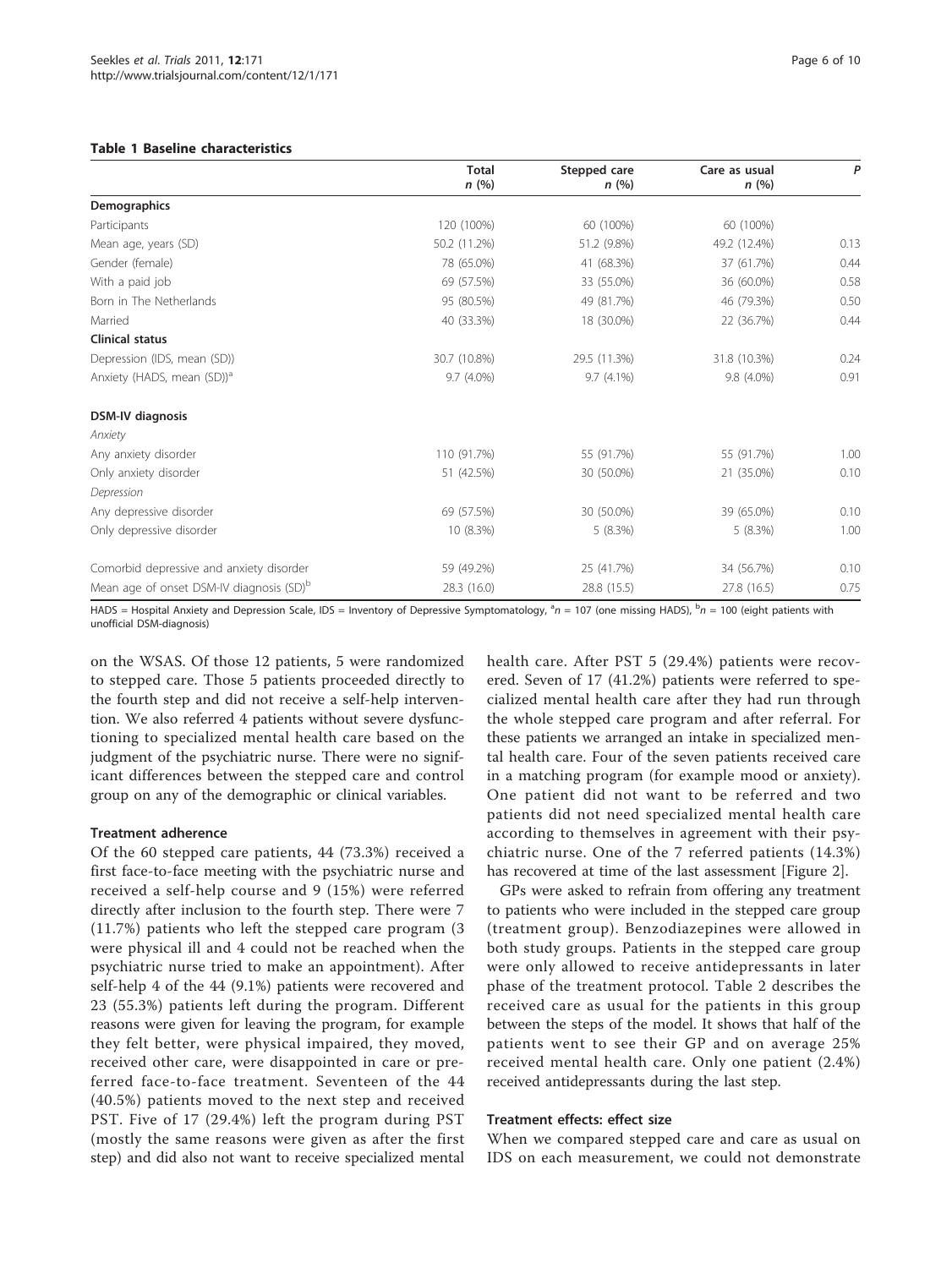**Table 1 Baseline characteristics**

| | Total *n* (%) | Stepped care *n* (%) | Care as usual *n* (%) | *P* |
|---|---|---|---|---|
| **Demographics** | | | | |
| Participants | 120 (100%) | 60 (100%) | 60 (100%) | |
| Mean age, years (SD) | 50.2 (11.2%) | 51.2 (9.8%) | 49.2 (12.4%) | 0.13 |
| Gender (female) | 78 (65.0%) | 41 (68.3%) | 37 (61.7%) | 0.44 |
| With a paid job | 69 (57.5%) | 33 (55.0%) | 36 (60.0%) | 0.58 |
| Born in The Netherlands | 95 (80.5%) | 49 (81.7%) | 46 (79.3%) | 0.50 |
| Married | 40 (33.3%) | 18 (30.0%) | 22 (36.7%) | 0.44 |
| **Clinical status** | | | | |
| Depression (IDS, mean (SD)) | 30.7 (10.8%) | 29.5 (11.3%) | 31.8 (10.3%) | 0.24 |
| Anxiety (HADS, mean (SD))[a] | 9.7 (4.0%) | 9.7 (4.1%) | 9.8 (4.0%) | 0.91 |
| **DSM-IV diagnosis** | | | | |
| *Anxiety* | | | | |
| Any anxiety disorder | 110 (91.7%) | 55 (91.7%) | 55 (91.7%) | 1.00 |
| Only anxiety disorder | 51 (42.5%) | 30 (50.0%) | 21 (35.0%) | 0.10 |
| *Depression* | | | | |
| Any depressive disorder | 69 (57.5%) | 30 (50.0%) | 39 (65.0%) | 0.10 |
| Only depressive disorder | 10 (8.3%) | 5 (8.3%) | 5 (8.3%) | 1.00 |
| Comorbid depressive and anxiety disorder | 59 (49.2%) | 25 (41.7%) | 34 (56.7%) | 0.10 |
| Mean age of onset DSM-IV diagnosis (SD)[b] | 28.3 (16.0) | 28.8 (15.5) | 27.8 (16.5) | 0.75 |

HADS = Hospital Anxiety and Depression Scale, IDS = Inventory of Depressive Symptomatology, [a]$n$ = 107 (one missing HADS), [b]$n$ = 100 (eight patients with unofficial DSM-diagnosis)

on the WSAS. Of those 12 patients, 5 were randomized to stepped care. Those 5 patients proceeded directly to the fourth step and did not receive a self-help intervention. We also referred 4 patients without severe dysfunctioning to specialized mental health care based on the judgment of the psychiatric nurse. There were no significant differences between the stepped care and control group on any of the demographic or clinical variables.

### Treatment adherence

Of the 60 stepped care patients, 44 (73.3%) received a first face-to-face meeting with the psychiatric nurse and received a self-help course and 9 (15%) were referred directly after inclusion to the fourth step. There were 7 (11.7%) patients who left the stepped care program (3 were physical ill and 4 could not be reached when the psychiatric nurse tried to make an appointment). After self-help 4 of the 44 (9.1%) patients were recovered and 23 (55.3%) patients left during the program. Different reasons were given for leaving the program, for example they felt better, were physical impaired, they moved, received other care, were disappointed in care or preferred face-to-face treatment. Seventeen of the 44 (40.5%) patients moved to the next step and received PST. Five of 17 (29.4%) left the program during PST (mostly the same reasons were given as after the first step) and did also not want to receive specialized mental health care. After PST 5 (29.4%) patients were recovered. Seven of 17 (41.2%) patients were referred to specialized mental health care after they had run through the whole stepped care program and after referral. For these patients we arranged an intake in specialized mental health care. Four of the seven patients received care in a matching program (for example mood or anxiety). One patient did not want to be referred and two patients did not need specialized mental health care according to themselves in agreement with their psychiatric nurse. One of the 7 referred patients (14.3%) has recovered at time of the last assessment [Figure 2].

GPs were asked to refrain from offering any treatment to patients who were included in the stepped care group (treatment group). Benzodiazepines were allowed in both study groups. Patients in the stepped care group were only allowed to receive antidepressants in later phase of the treatment protocol. Table 2 describes the received care as usual for the patients in this group between the steps of the model. It shows that half of the patients went to see their GP and on average 25% received mental health care. Only one patient (2.4%) received antidepressants during the last step.

### Treatment effects: effect size

When we compared stepped care and care as usual on IDS on each measurement, we could not demonstrate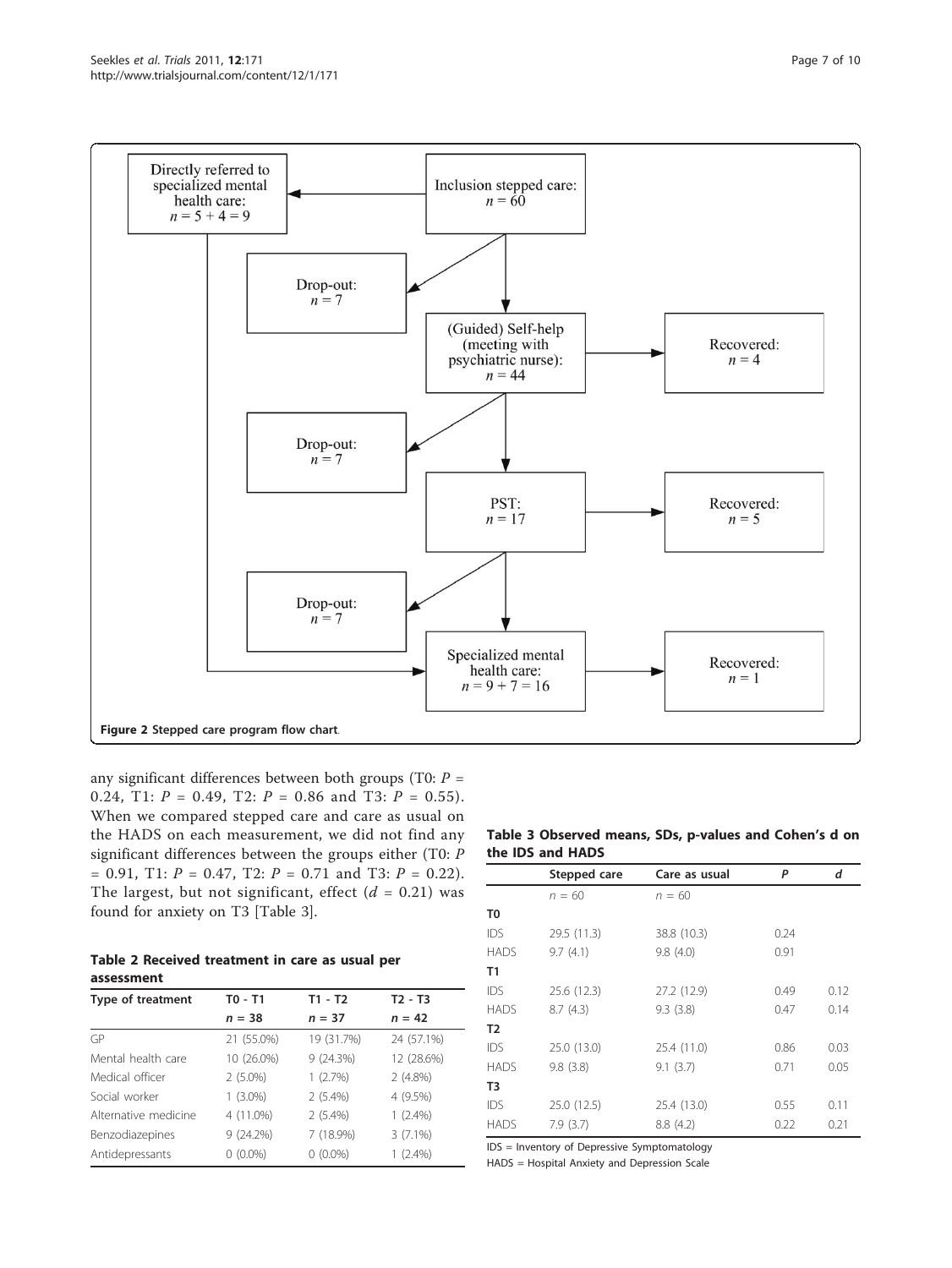Figure 2 Stepped care program flow chart.

any significant differences between both groups (T0: $P$ = 0.24, T1: $P$ = 0.49, T2: $P$ = 0.86 and T3: $P$ = 0.55). When we compared stepped care and care as usual on the HADS on each measurement, we did not find any significant differences between the groups either (T0: $P$ = 0.91, T1: $P$ = 0.47, T2: $P$ = 0.71 and T3: $P$ = 0.22). The largest, but not significant, effect ($d$ = 0.21) was found for anxiety on T3 [Table 3].

**Table 2 Received treatment in care as usual per assessment**

| Type of treatment | T0 - T1 | T1 - T2 | T2 - T3 |
|---|---|---|---|
| | $n$ = 38 | $n$ = 37 | $n$ = 42 |
| GP | 21 (55.0%) | 19 (31.7%) | 24 (57.1%) |
| Mental health care | 10 (26.0%) | 9 (24.3%) | 12 (28.6%) |
| Medical officer | 2 (5.0%) | 1 (2.7%) | 2 (4.8%) |
| Social worker | 1 (3.0%) | 2 (5.4%) | 4 (9.5%) |
| Alternative medicine | 4 (11.0%) | 2 (5.4%) | 1 (2.4%) |
| Benzodiazepines | 9 (24.2%) | 7 (18.9%) | 3 (7.1%) |
| Antidepressants | 0 (0.0%) | 0 (0.0%) | 1 (2.4%) |

**Table 3 Observed means, SDs, p-values and Cohen's d on the IDS and HADS**

| | Stepped care | Care as usual | *P* | *d* |
|---|---|---|---|---|
| | $n$ = 60 | $n$ = 60 | | |
| **T0** | | | | |
| IDS | 29.5 (11.3) | 38.8 (10.3) | 0.24 | |
| HADS | 9.7 (4.1) | 9.8 (4.0) | 0.91 | |
| **T1** | | | | |
| IDS | 25.6 (12.3) | 27.2 (12.9) | 0.49 | 0.12 |
| HADS | 8.7 (4.3) | 9.3 (3.8) | 0.47 | 0.14 |
| **T2** | | | | |
| IDS | 25.0 (13.0) | 25.4 (11.0) | 0.86 | 0.03 |
| HADS | 9.8 (3.8) | 9.1 (3.7) | 0.71 | 0.05 |
| **T3** | | | | |
| IDS | 25.0 (12.5) | 25.4 (13.0) | 0.55 | 0.11 |
| HADS | 7.9 (3.7) | 8.8 (4.2) | 0.22 | 0.21 |

IDS = Inventory of Depressive Symptomatology

HADS = Hospital Anxiety and Depression Scale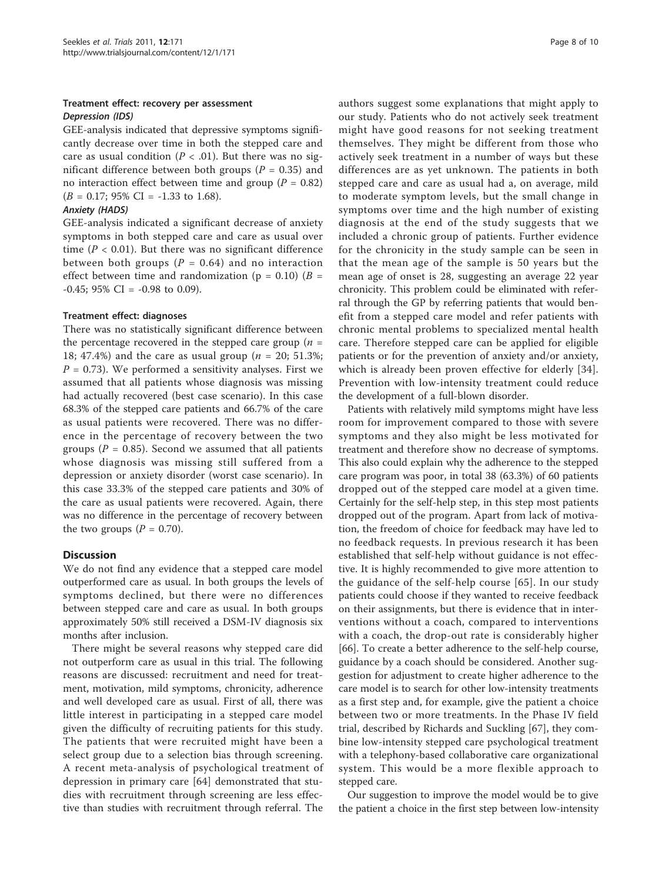### Treatment effect: recovery per assessment

#### *Depression (IDS)*

GEE-analysis indicated that depressive symptoms significantly decrease over time in both the stepped care and care as usual condition ($P < .01$). But there was no significant difference between both groups ($P = 0.35$) and no interaction effect between time and group ($P = 0.82$) ($B = 0.17$; 95% CI = -1.33 to 1.68).

#### *Anxiety (HADS)*

GEE-analysis indicated a significant decrease of anxiety symptoms in both stepped care and care as usual over time ($P < 0.01$). But there was no significant difference between both groups ($P = 0.64$) and no interaction effect between time and randomization ($p = 0.10$) ($B = -0.45$; 95% CI = -0.98 to 0.09).

### Treatment effect: diagnoses

There was no statistically significant difference between the percentage recovered in the stepped care group ($n = 18$; 47.4%) and the care as usual group ($n = 20$; 51.3%; $P = 0.73$). We performed a sensitivity analyses. First we assumed that all patients whose diagnosis was missing had actually recovered (best case scenario). In this case 68.3% of the stepped care patients and 66.7% of the care as usual patients were recovered. There was no difference in the percentage of recovery between the two groups ($P = 0.85$). Second we assumed that all patients whose diagnosis was missing still suffered from a depression or anxiety disorder (worst case scenario). In this case 33.3% of the stepped care patients and 30% of the care as usual patients were recovered. Again, there was no difference in the percentage of recovery between the two groups ($P = 0.70$).

## Discussion

We do not find any evidence that a stepped care model outperformed care as usual. In both groups the levels of symptoms declined, but there were no differences between stepped care and care as usual. In both groups approximately 50% still received a DSM-IV diagnosis six months after inclusion.

There might be several reasons why stepped care did not outperform care as usual in this trial. The following reasons are discussed: recruitment and need for treatment, motivation, mild symptoms, chronicity, adherence and well developed care as usual. First of all, there was little interest in participating in a stepped care model given the difficulty of recruiting patients for this study. The patients that were recruited might have been a select group due to a selection bias through screening. A recent meta-analysis of psychological treatment of depression in primary care [64] demonstrated that studies with recruitment through screening are less effective than studies with recruitment through referral. The authors suggest some explanations that might apply to our study. Patients who do not actively seek treatment might have good reasons for not seeking treatment themselves. They might be different from those who actively seek treatment in a number of ways but these differences are as yet unknown. The patients in both stepped care and care as usual had a, on average, mild to moderate symptom levels, but the small change in symptoms over time and the high number of existing diagnosis at the end of the study suggests that we included a chronic group of patients. Further evidence for the chronicity in the study sample can be seen in that the mean age of the sample is 50 years but the mean age of onset is 28, suggesting an average 22 year chronicity. This problem could be eliminated with referral through the GP by referring patients that would benefit from a stepped care model and refer patients with chronic mental problems to specialized mental health care. Therefore stepped care can be applied for eligible patients or for the prevention of anxiety and/or anxiety, which is already been proven effective for elderly [34]. Prevention with low-intensity treatment could reduce the development of a full-blown disorder.

Patients with relatively mild symptoms might have less room for improvement compared to those with severe symptoms and they also might be less motivated for treatment and therefore show no decrease of symptoms. This also could explain why the adherence to the stepped care program was poor, in total 38 (63.3%) of 60 patients dropped out of the stepped care model at a given time. Certainly for the self-help step, in this step most patients dropped out of the program. Apart from lack of motivation, the freedom of choice for feedback may have led to no feedback requests. In previous research it has been established that self-help without guidance is not effective. It is highly recommended to give more attention to the guidance of the self-help course [65]. In our study patients could choose if they wanted to receive feedback on their assignments, but there is evidence that in interventions without a coach, compared to interventions with a coach, the drop-out rate is considerably higher [66]. To create a better adherence to the self-help course, guidance by a coach should be considered. Another suggestion for adjustment to create higher adherence to the care model is to search for other low-intensity treatments as a first step and, for example, give the patient a choice between two or more treatments. In the Phase IV field trial, described by Richards and Suckling [67], they combine low-intensity stepped care psychological treatment with a telephony-based collaborative care organizational system. This would be a more flexible approach to stepped care.

Our suggestion to improve the model would be to give the patient a choice in the first step between low-intensity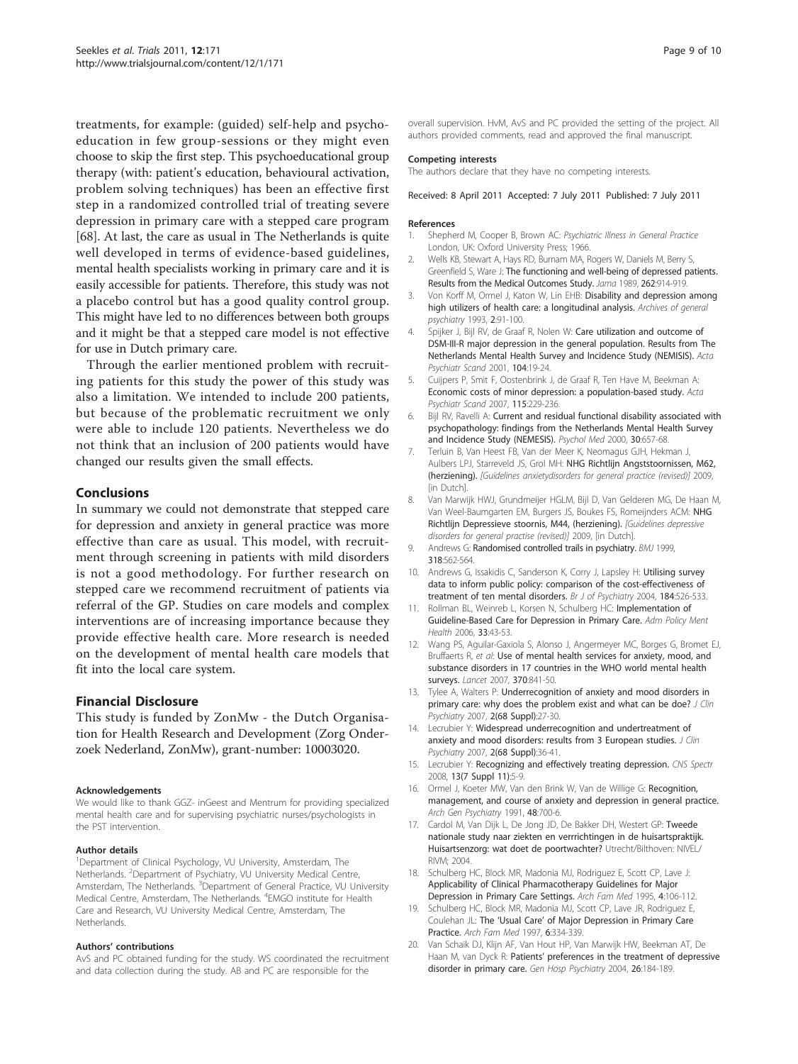treatments, for example: (guided) self-help and psychoeducation in few group-sessions or they might even choose to skip the first step. This psychoeducational group therapy (with: patient's education, behavioural activation, problem solving techniques) has been an effective first step in a randomized controlled trial of treating severe depression in primary care with a stepped care program [68]. At last, the care as usual in The Netherlands is quite well developed in terms of evidence-based guidelines, mental health specialists working in primary care and it is easily accessible for patients. Therefore, this study was not a placebo control but has a good quality control group. This might have led to no differences between both groups and it might be that a stepped care model is not effective for use in Dutch primary care.

Through the earlier mentioned problem with recruiting patients for this study the power of this study was also a limitation. We intended to include 200 patients, but because of the problematic recruitment we only were able to include 120 patients. Nevertheless we do not think that an inclusion of 200 patients would have changed our results given the small effects.

## Conclusions

In summary we could not demonstrate that stepped care for depression and anxiety in general practice was more effective than care as usual. This model, with recruitment through screening in patients with mild disorders is not a good methodology. For further research on stepped care we recommend recruitment of patients via referral of the GP. Studies on care models and complex interventions are of increasing importance because they provide effective health care. More research is needed on the development of mental health care models that fit into the local care system.

## Financial Disclosure

This study is funded by ZonMw - the Dutch Organisation for Health Research and Development (Zorg Onderzoek Nederland, ZonMw), grant-number: 10003020.

#### Acknowledgements

We would like to thank GGZ- inGeest and Mentrum for providing specialized mental health care and for supervising psychiatric nurses/psychologists in the PST intervention.

#### Author details

[1]Department of Clinical Psychology, VU University, Amsterdam, The Netherlands. [2]Department of Psychiatry, VU University Medical Centre, Amsterdam, The Netherlands. [3]Department of General Practice, VU University Medical Centre, Amsterdam, The Netherlands. [4]EMGO institute for Health Care and Research, VU University Medical Centre, Amsterdam, The Netherlands.

#### Authors' contributions

AvS and PC obtained funding for the study. WS coordinated the recruitment and data collection during the study. AB and PC are responsible for the overall supervision. HvM, AvS and PC provided the setting of the project. All authors provided comments, read and approved the final manuscript.

#### Competing interests

The authors declare that they have no competing interests.

Received: 8 April 2011 Accepted: 7 July 2011 Published: 7 July 2011

#### References

1. Shepherd M, Cooper B, Brown AC: *Psychiatric Illness in General Practice* London, UK: Oxford University Press; 1966.
2. Wells KB, Stewart A, Hays RD, Burnam MA, Rogers W, Daniels M, Berry S, Greenfield S, Ware J: **The functioning and well-being of depressed patients. Results from the Medical Outcomes Study.** *Jama* 1989, **262**:914-919.
3. Von Korff M, Ormel J, Katon W, Lin EHB: **Disability and depression among high utilizers of health care: a longitudinal analysis.** *Archives of general psychiatry* 1993, **2**:91-100.
4. Spijker J, Bijl RV, de Graaf R, Nolen W: **Care utilization and outcome of DSM-III-R major depression in the general population. Results from The Netherlands Mental Health Survey and Incidence Study (NEMISIS).** *Acta Psychiatr Scand* 2001, **104**:19-24.
5. Cuijpers P, Smit F, Oostenbrink J, de Graaf R, Ten Have M, Beekman A: **Economic costs of minor depression: a population-based study.** *Acta Psychiatr Scand* 2007, **115**:229-236.
6. Bijl RV, Ravelli A: **Current and residual functional disability associated with psychopathology: findings from the Netherlands Mental Health Survey and Incidence Study (NEMESIS).** *Psychol Med* 2000, **30**:657-68.
7. Terluin B, Van Heest FB, Van der Meer K, Neomagus GJH, Hekman J, Aulbers LPJ, Starreveld JS, Grol MH: **NHG Richtlijn Angststoornissen, M62, (herziening).** *[Guidelines anxietydisorders for general practice (revised)]* 2009, [in Dutch].
8. Van Marwijk HWJ, Grundmeijer HGLM, Bijl D, Van Gelderen MG, De Haan M, Van Weel-Baumgarten EM, Burgers JS, Boukes FS, Romeijnders ACM: **NHG Richtlijn Depressieve stoornis, M44, (herziening).** *[Guidelines depressive disorders for general practise (revised)]* 2009, [in Dutch].
9. Andrews G: **Randomised controlled trails in psychiatry.** *BMJ* 1999, **318**:562-564.
10. Andrews G, Issakidis C, Sanderson K, Corry J, Lapsley H: **Utilising survey data to inform public policy: comparison of the cost-effectiveness of treatment of ten mental disorders.** *Br J of Psychiatry* 2004, **184**:526-533.
11. Rollman BL, Weinreb L, Korsen N, Schulberg HC: **Implementation of Guideline-Based Care for Depression in Primary Care.** *Adm Policy Ment Health* 2006, **33**:43-53.
12. Wang PS, Aguilar-Gaxiola S, Alonso J, Angermeyer MC, Borges G, Bromet EJ, Bruffaerts R, *et al*: **Use of mental health services for anxiety, mood, and substance disorders in 17 countries in the WHO world mental health surveys.** *Lancet* 2007, **370**:841-50.
13. Tylee A, Walters P: **Underrecognition of anxiety and mood disorders in primary care: why does the problem exist and what can be doe?** *J Clin Psychiatry* 2007, **2(68 Suppl)**:27-30.
14. Lecrubier Y: **Widespread underrecognition and undertreatment of anxiety and mood disorders: results from 3 European studies.** *J Clin Psychiatry* 2007, **2(68 Suppl)**:36-41.
15. Lecrubier Y: **Recognizing and effectively treating depression.** *CNS Spectr* 2008, **13(7 Suppl 11)**:5-9.
16. Ormel J, Koeter MW, Van den Brink W, Van de Willige G: **Recognition, management, and course of anxiety and depression in general practice.** *Arch Gen Psychiatry* 1991, **48**:700-6.
17. Cardol M, Van Dijk L, De Jong JD, De Bakker DH, Westert GP: **Tweede nationale studie naar ziekten en verrrichtingen in de huisartspraktijk. Huisartsenzorg: wat doet de poortwachter?** Utrecht/Bilthoven: NIVEL/ RIVM; 2004.
18. Schulberg HC, Block MR, Madonia MJ, Rodriguez E, Scott CP, Lave J: **Applicability of Clinical Pharmacotherapy Guidelines for Major Depression in Primary Care Settings.** *Arch Fam Med* 1995, **4**:106-112.
19. Schulberg HC, Block MR, Madonia MJ, Scott CP, Lave JR, Rodriguez E, Coulehan JL: **The 'Usual Care' of Major Depression in Primary Care Practice.** *Arch Fam Med* 1997, **6**:334-339.
20. Van Schaik DJ, Klijn AF, Van Hout HP, Van Marwijk HW, Beekman AT, De Haan M, van Dyck R: **Patients' preferences in the treatment of depressive disorder in primary care.** *Gen Hosp Psychiatry* 2004, **26**:184-189.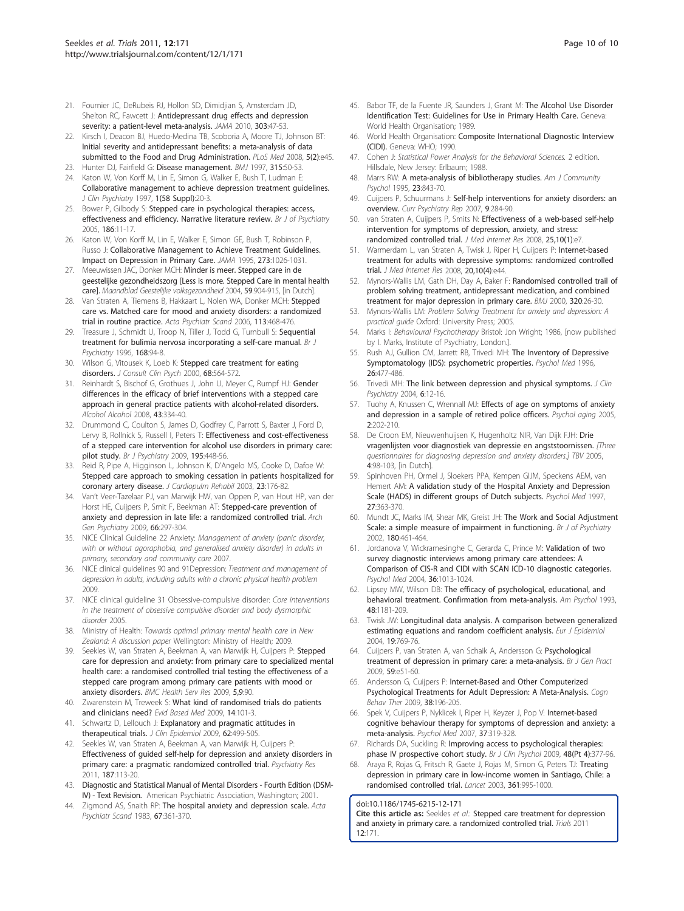21. Fournier JC, DeRubeis RJ, Hollon SD, Dimidjian S, Amsterdam JD, Shelton RC, Fawcett J: **Antidepressant drug effects and depression severity: a patient-level meta-analysis.** *JAMA* 2010, **303**:47-53.
22. Kirsch I, Deacon BJ, Huedo-Medina TB, Scoboria A, Moore TJ, Johnson BT: **Initial severity and antidepressant benefits: a meta-analysis of data submitted to the Food and Drug Administration.** *PLoS Med* 2008, **5(2)**:e45.
23. Hunter DJ, Fairfield G: **Disease management.** *BMJ* 1997, **315**:50-53.
24. Katon W, Von Korff M, Lin E, Simon G, Walker E, Bush T, Ludman E: **Collaborative management to achieve depression treatment guidelines.** *J Clin Psychiatry* 1997, **1(58 Suppl)**:20-3.
25. Bower P, Gilbody S: **Stepped care in psychological therapies: access, effectiveness and efficiency. Narrative literature review.** *Br J of Psychiatry* 2005, **186**:11-17.
26. Katon W, Von Korff M, Lin E, Walker E, Simon GE, Bush T, Robinson P, Russo J: **Collaborative Management to Achieve Treatment Guidelines. Impact on Depression in Primary Care.** *JAMA* 1995, **273**:1026-1031.
27. Meeuwissen JAC, Donker MCH: **Minder is meer. Stepped care in de geestelijke gezondheidszorg [Less is more. Stepped Care in mental health care].** *Maandblad Geestelijke volksgezondheid* 2004, **59**:904-915, [in Dutch].
28. Van Straten A, Tiemens B, Hakkaart L, Nolen WA, Donker MCH: **Stepped care vs. Matched care for mood and anxiety disorders: a randomized trial in routine practice.** *Acta Psychiatr Scand* 2006, **113**:468-476.
29. Treasure J, Schmidt U, Troop N, Tiller J, Todd G, Turnbull S: **Sequential treatment for bulimia nervosa incorporating a self-care manual.** *Br J Psychiatry* 1996, **168**:94-8.
30. Wilson G, Vitousek K, Loeb K: **Stepped care treatment for eating disorders.** *J Consult Clin Psych* 2000, **68**:564-572.
31. Reinhardt S, Bischof G, Grothues J, John U, Meyer C, Rumpf HJ: **Gender differences in the efficacy of brief interventions with a stepped care approach in general practice patients with alcohol-related disorders.** *Alcohol Alcohol* 2008, **43**:334-40.
32. Drummond C, Coulton S, James D, Godfrey C, Parrott S, Baxter J, Ford D, Lervy B, Rollnick S, Russell I, Peters T: **Effectiveness and cost-effectiveness of a stepped care intervention for alcohol use disorders in primary care: pilot study.** *Br J Psychiatry* 2009, **195**:448-56.
33. Reid R, Pipe A, Higginson L, Johnson K, D'Angelo MS, Cooke D, Dafoe W: **Stepped care approach to smoking cessation in patients hospitalized for coronary artery disease.** *J Cardiopulm Rehabil* 2003, **23**:176-82.
34. Van't Veer-Tazelaar PJ, van Marwijk HW, van Oppen P, van Hout HP, van der Horst HE, Cuijpers P, Smit F, Beekman AT: **Stepped-care prevention of anxiety and depression in late life: a randomized controlled trial.** *Arch Gen Psychiatry* 2009, **66**:297-304.
35. NICE Clinical Guideline 22 Anxiety: *Management of anxiety (panic disorder, with or without agoraphobia, and generalised anxiety disorder) in adults in primary, secondary and community care* 2007.
36. NICE clinical guidelines 90 and 91Depression: *Treatment and management of depression in adults, including adults with a chronic physical health problem* 2009.
37. NICE clinical guideline 31 Obsessive-compulsive disorder: *Core interventions in the treatment of obsessive compulsive disorder and body dysmorphic disorder* 2005.
38. Ministry of Health: *Towards optimal primary mental health care in New Zealand: A discussion paper* Wellington: Ministry of Health; 2009.
39. Seekles W, van Straten A, Beekman A, van Marwijk H, Cuijpers P: **Stepped care for depression and anxiety: from primary care to specialized mental health care: a randomised controlled trial testing the effectiveness of a stepped care program among primary care patients with mood or anxiety disorders.** *BMC Health Serv Res* 2009, **5,9**:90.
40. Zwarenstein M, Treweek S: **What kind of randomised trials do patients and clinicians need?** *Evid Based Med* 2009, **14**:101-3.
41. Schwartz D, Lellouch J: **Explanatory and pragmatic attitudes in therapeutical trials.** *J Clin Epidemiol* 2009, **62**:499-505.
42. Seekles W, van Straten A, Beekman A, van Marwijk H, Cuijpers P: **Effectiveness of guided self-help for depression and anxiety disorders in primary care: a pragmatic randomized controlled trial.** *Psychiatry Res* 2011, **187**:113-20.
43. **Diagnostic and Statistical Manual of Mental Disorders - Fourth Edition (DSM-IV) - Text Revision.** American Psychiatric Association, Washington; 2001.
44. Zigmond AS, Snaith RP: **The hospital anxiety and depression scale.** *Acta Psychiatr Scand* 1983, **67**:361-370.
45. Babor TF, de la Fuente JR, Saunders J, Grant M: **The Alcohol Use Disorder Identification Test: Guidelines for Use in Primary Health Care.** Geneva: World Health Organisation; 1989.
46. World Health Organisation: **Composite International Diagnostic Interview (CIDI).** Geneva: WHO; 1990.
47. Cohen J: *Statistical Power Analysis for the Behavioral Sciences.* 2 edition. Hillsdale, New Jersey: Erlbaum; 1988.
48. Marrs RW: **A meta-analysis of bibliotherapy studies.** *Am J Community Psychol* 1995, **23**:843-70.
49. Cuijpers P, Schuurmans J: **Self-help interventions for anxiety disorders: an overview.** *Curr Psychiatry Rep* 2007, **9**:284-90.
50. van Straten A, Cuijpers P, Smits N: **Effectiveness of a web-based self-help intervention for symptoms of depression, anxiety, and stress: randomized controlled trial.** *J Med Internet Res* 2008, **25,10(1)**:e7.
51. Warmerdam L, van Straten A, Twisk J, Riper H, Cuijpers P: **Internet-based treatment for adults with depressive symptoms: randomized controlled trial.** *J Med Internet Res* 2008, **20,10(4)**:e44.
52. Mynors-Wallis LM, Gath DH, Day A, Baker F: **Randomised controlled trail of problem solving treatment, antidepressant medication, and combined treatment for major depression in primary care.** *BMJ* 2000, **320**:26-30.
53. Mynors-Wallis LM: *Problem Solving Treatment for anxiety and depression: A practical guide* Oxford: University Press; 2005.
54. Marks I: *Behavioural Psychotherapy* Bristol: Jon Wright; 1986, [now published by I. Marks, Institute of Psychiatry, London.].
55. Rush AJ, Gullion CM, Jarrett RB, Trivedi MH: **The Inventory of Depressive Symptomatology (IDS): psychometric properties.** *Psychol Med* 1996, **26**:477-486.
56. Trivedi MH: **The link between depression and physical symptoms.** *J Clin Psychiatry* 2004, **6**:12-16.
57. Tuohy A, Knussen C, Wrennall MJ: **Effects of age on symptoms of anxiety and depression in a sample of retired police officers.** *Psychol aging* 2005, **2**:202-210.
58. De Croon EM, Nieuwenhuijsen K, Hugenholtz NIR, Van Dijk FJH: **Drie vragenlijsten voor diagnostiek van depressie en angststoornissen.** *[Three questionnaires for diagnosing depression and anxiety disorders.] TBV* 2005, **4**:98-103, [in Dutch].
59. Spinhoven PH, Ormel J, Sloekers PPA, Kempen GIJM, Speckens AEM, van Hemert AM: **A validation study of the Hospital Anxiety and Depression Scale (HADS) in different groups of Dutch subjects.** *Psychol Med* 1997, **27**:363-370.
60. Mundt JC, Marks IM, Shear MK, Greist JH: **The Work and Social Adjustment Scale: a simple measure of impairment in functioning.** *Br J of Psychiatry* 2002, **180**:461-464.
61. Jordanova V, Wickramesinghe C, Gerarda C, Prince M: **Validation of two survey diagnostic interviews among primary care attendees: A Comparison of CIS-R and CIDI with SCAN ICD-10 diagnostic categories.** *Psychol Med* 2004, **36**:1013-1024.
62. Lipsey MW, Wilson DB: **The efficacy of psychological, educational, and behavioral treatment. Confirmation from meta-analysis.** *Am Psychol* 1993, **48**:1181-209.
63. Twisk JW: **Longitudinal data analysis. A comparison between generalized estimating equations and random coefficient analysis.** *Eur J Epidemiol* 2004, **19**:769-76.
64. Cuijpers P, van Straten A, van Schaik A, Andersson G: **Psychological treatment of depression in primary care: a meta-analysis.** *Br J Gen Pract* 2009, **59**:e51-60.
65. Andersson G, Cuijpers P: **Internet-Based and Other Computerized Psychological Treatments for Adult Depression: A Meta-Analysis.** *Cogn Behav Ther* 2009, **38**:196-205.
66. Spek V, Cuijpers P, Nyklicek I, Riper H, Keyzer J, Pop V: **Internet-based cognitive behaviour therapy for symptoms of depression and anxiety: a meta-analysis.** *Psychol Med* 2007, **37**:319-328.
67. Richards DA, Suckling R: **Improving access to psychological therapies: phase IV prospective cohort study.** *Br J Clin Psychol* 2009, **48(Pt 4)**:377-96.
68. Araya R, Rojas G, Fritsch R, Gaete J, Rojas M, Simon G, Peters TJ: **Treating depression in primary care in low-income women in Santiago, Chile: a randomised controlled trial.** *Lancet* 2003, **361**:995-1000.

doi:10.1186/1745-6215-12-171

**Cite this article as:** Seekles *et al.*: Stepped care treatment for depression and anxiety in primary care. a randomized controlled trial. *Trials* 2011 **12**:171.